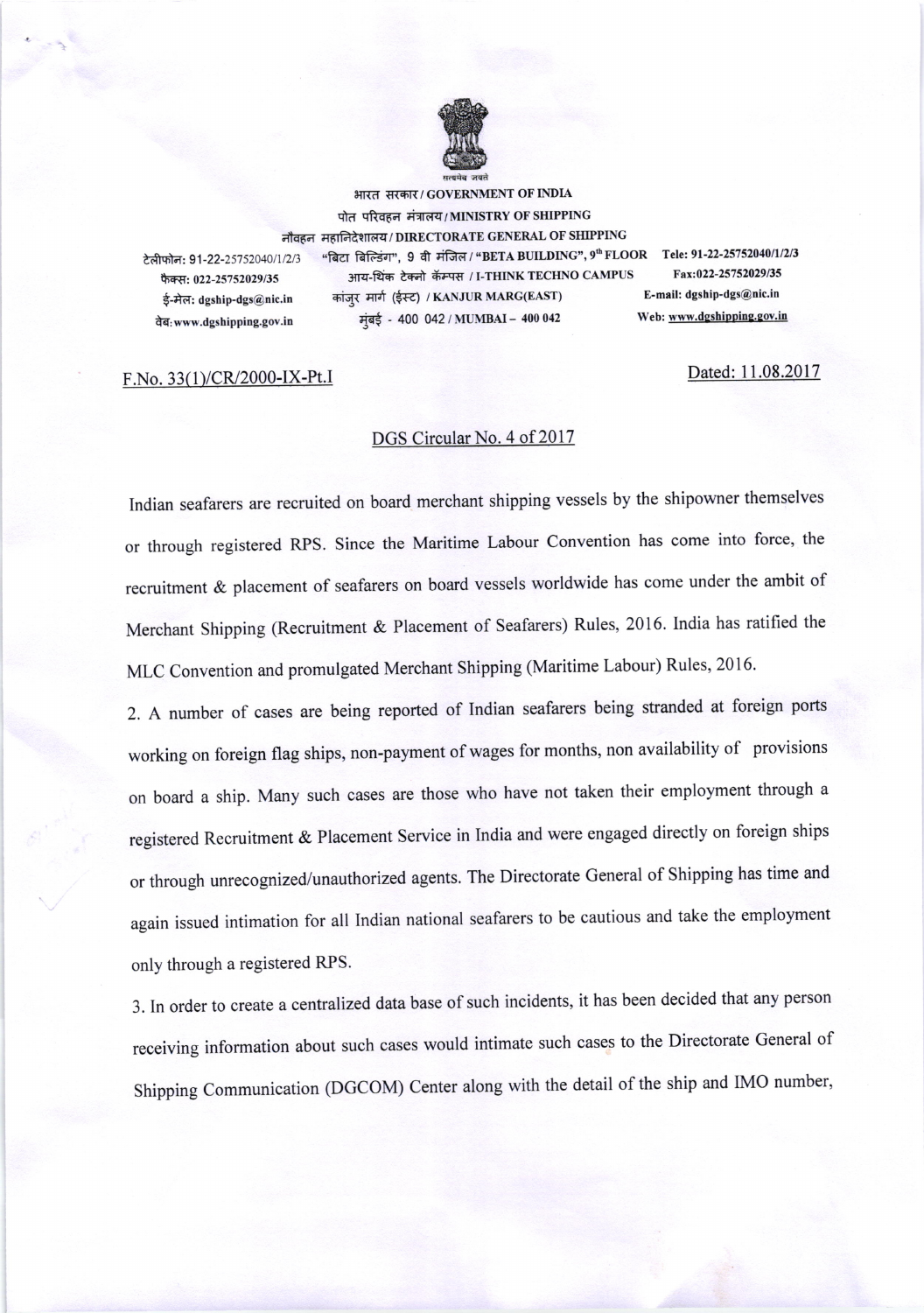सत्यमेव जयते

भारत सरकार / GOVERNMENT OF INDIA
पोत परिवहन मंत्रालय / MINISTRY OF SHIPPING
नौवहन महानिदेशालय / DIRECTORATE GENERAL OF SHIPPING

टेलीफोन: 91-22-25752040/1/2/3
फैक्स: 022-25752029/35
ई-मेल: dgship-dgs@nic.in
वेब: www.dgshipping.gov.in

"बिटा बिल्डिंग", 9 वी मंजिल / "BETA BUILDING", 9th FLOOR
आय-थिंक टेक्नो कॅम्पस / I-THINK TECHNO CAMPUS
कांजुर मार्ग (ईस्ट) / KANJUR MARG(EAST)
मुंबई - 400 042 / MUMBAI – 400 042

Tele: 91-22-25752040/1/2/3
Fax:022-25752029/35
E-mail: dgship-dgs@nic.in
Web: www.dgshipping.gov.in

F.No. 33(1)/CR/2000-IX-Pt.I

Dated: 11.08.2017

DGS Circular No. 4 of 2017

Indian seafarers are recruited on board merchant shipping vessels by the shipowner themselves or through registered RPS. Since the Maritime Labour Convention has come into force, the recruitment & placement of seafarers on board vessels worldwide has come under the ambit of Merchant Shipping (Recruitment & Placement of Seafarers) Rules, 2016. India has ratified the MLC Convention and promulgated Merchant Shipping (Maritime Labour) Rules, 2016.

2. A number of cases are being reported of Indian seafarers being stranded at foreign ports working on foreign flag ships, non-payment of wages for months, non availability of provisions on board a ship. Many such cases are those who have not taken their employment through a registered Recruitment & Placement Service in India and were engaged directly on foreign ships or through unrecognized/unauthorized agents. The Directorate General of Shipping has time and again issued intimation for all Indian national seafarers to be cautious and take the employment only through a registered RPS.

3. In order to create a centralized data base of such incidents, it has been decided that any person receiving information about such cases would intimate such cases to the Directorate General of Shipping Communication (DGCOM) Center along with the detail of the ship and IMO number,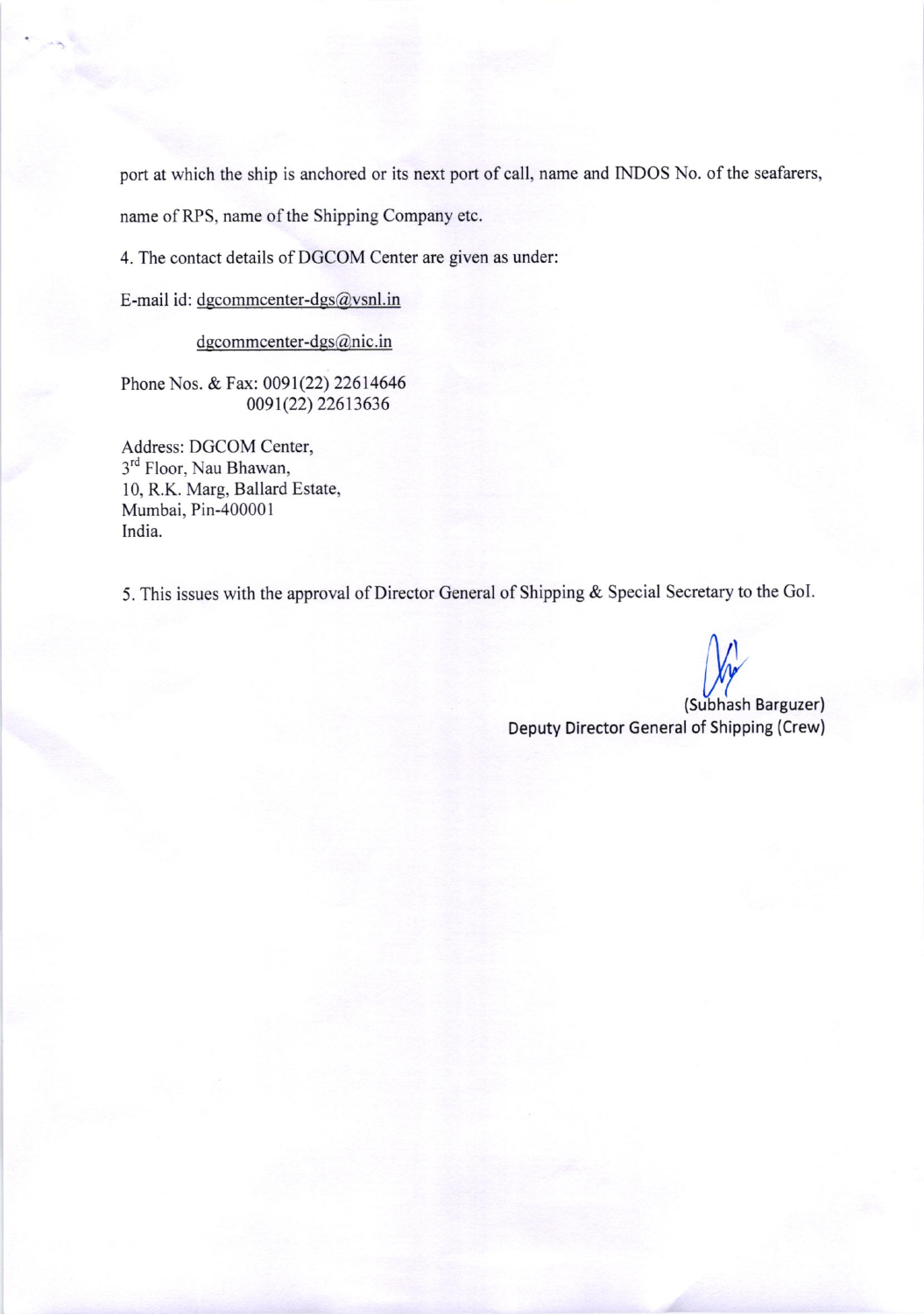port at which the ship is anchored or its next port of call, name and INDOS No. of the seafarers, name of RPS, name of the Shipping Company etc.

4. The contact details of DGCOM Center are given as under:

E-mail id: dgcommcenter-dgs@vsnl.in

dgcommcenter-dgs@nic.in

Phone Nos. & Fax: 0091(22) 22614646
0091(22) 22613636

Address: DGCOM Center,
3rd Floor, Nau Bhawan,
10, R.K. Marg, Ballard Estate,
Mumbai, Pin-400001
India.

5. This issues with the approval of Director General of Shipping & Special Secretary to the GoI.

(Subhash Barguzer)
Deputy Director General of Shipping (Crew)